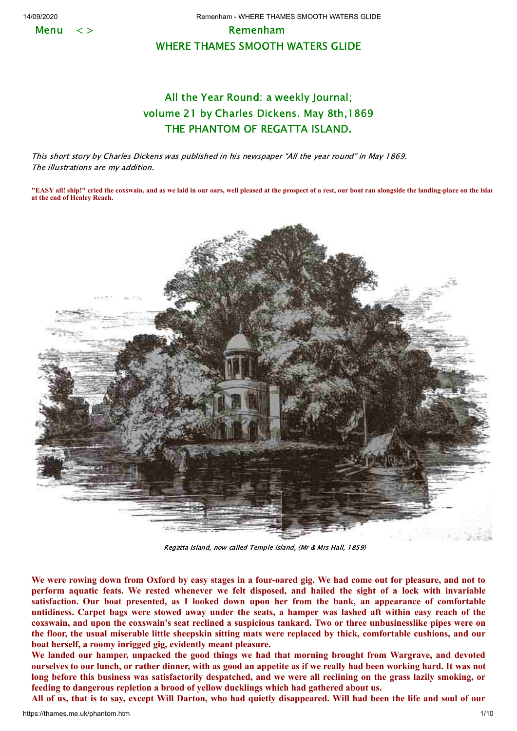Menu < >

# Remenham

## WHERE THAMES SMOOTH WATERS GLIDE

### All the Year Round: a weekly Journal; volume 21 by Charles Dickens. May 8th,1869
### THE PHANTOM OF REGATTA ISLAND.

*This short story by Charles Dickens was published in his newspaper "All the year round" in May 1869. The illustrations are my addition.*

**"EASY all! ship!" cried the coxswain, and as we laid in our oars, well pleased at the prospect of a rest, our boat ran alongside the landing-place on the islar at the end of Henley Reach.**

*Regatta Island, now called Temple island, (Mr & Mrs Hall, 1859)*

**We were rowing down from Oxford by easy stages in a four-oared gig. We had come out for pleasure, and not to perform aquatic feats. We rested whenever we felt disposed, and hailed the sight of a lock with invariable satisfaction. Our boat presented, as I looked down upon her from the bank, an appearance of comfortable untidiness. Carpet bags were stowed away under the seats, a hamper was lashed aft within easy reach of the coxswain, and upon the coxswain's seat reclined a suspicious tankard. Two or three unbusinesslike pipes were on the floor, the usual miserable little sheepskin sitting mats were replaced by thick, comfortable cushions, and our boat herself, a roomy inrigged gig, evidently meant pleasure.**

**We landed our hamper, unpacked the good things we had that morning brought from Wargrave, and devoted ourselves to our lunch, or rather dinner, with as good an appetite as if we really had been working hard. It was not long before this business was satisfactorily despatched, and we were all reclining on the grass lazily smoking, or feeding to dangerous repletion a brood of yellow ducklings which had gathered about us.**

**All of us, that is to say, except Will Darton, who had quietly disappeared. Will had been the life and soul of our**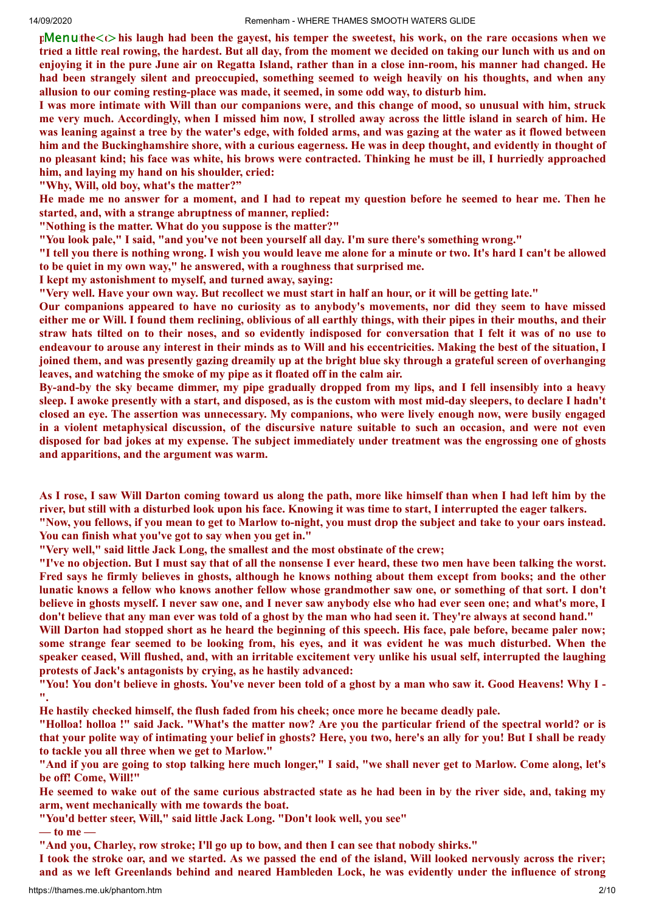**the his laugh had been the gayest, his temper the sweetest, his work, on the rare occasions when we tried a little real rowing, the hardest. But all day, from the moment we decided on taking our lunch with us and on enjoying it in the pure June air on Regatta Island, rather than in a close inn-room, his manner had changed. He had been strangely silent and preoccupied, something seemed to weigh heavily on his thoughts, and when any allusion to our coming resting-place was made, it seemed, in some odd way, to disturb him.**

**I was more intimate with Will than our companions were, and this change of mood, so unusual with him, struck me very much. Accordingly, when I missed him now, I strolled away across the little island in search of him. He was leaning against a tree by the water's edge, with folded arms, and was gazing at the water as it flowed between him and the Buckinghamshire shore, with a curious eagerness. He was in deep thought, and evidently in thought of no pleasant kind; his face was white, his brows were contracted. Thinking he must be ill, I hurriedly approached him, and laying my hand on his shoulder, cried:**

**"Why, Will, old boy, what's the matter?"**

**He made me no answer for a moment, and I had to repeat my question before he seemed to hear me. Then he started, and, with a strange abruptness of manner, replied:**

**"Nothing is the matter. What do you suppose is the matter?"**

**"You look pale," I said, "and you've not been yourself all day. I'm sure there's something wrong."**

**"I tell you there is nothing wrong. I wish you would leave me alone for a minute or two. It's hard I can't be allowed to be quiet in my own way," he answered, with a roughness that surprised me.**

**I kept my astonishment to myself, and turned away, saying:**

**"Very well. Have your own way. But recollect we must start in half an hour, or it will be getting late."**

**Our companions appeared to have no curiosity as to anybody's movements, nor did they seem to have missed either me or Will. I found them reclining, oblivious of all earthly things, with their pipes in their mouths, and their straw hats tilted on to their noses, and so evidently indisposed for conversation that I felt it was of no use to endeavour to arouse any interest in their minds as to Will and his eccentricities. Making the best of the situation, I joined them, and was presently gazing dreamily up at the bright blue sky through a grateful screen of overhanging leaves, and watching the smoke of my pipe as it floated off in the calm air.**

**By-and-by the sky became dimmer, my pipe gradually dropped from my lips, and I fell insensibly into a heavy sleep. I awoke presently with a start, and disposed, as is the custom with most mid-day sleepers, to declare I hadn't closed an eye. The assertion was unnecessary. My companions, who were lively enough now, were busily engaged in a violent metaphysical discussion, of the discursive nature suitable to such an occasion, and were not even disposed for bad jokes at my expense. The subject immediately under treatment was the engrossing one of ghosts and apparitions, and the argument was warm.**

**As I rose, I saw Will Darton coming toward us along the path, more like himself than when I had left him by the river, but still with a disturbed look upon his face. Knowing it was time to start, I interrupted the eager talkers.**

**"Now, you fellows, if you mean to get to Marlow to-night, you must drop the subject and take to your oars instead. You can finish what you've got to say when you get in."**

**"Very well," said little Jack Long, the smallest and the most obstinate of the crew;**

**"I've no objection. But I must say that of all the nonsense I ever heard, these two men have been talking the worst. Fred says he firmly believes in ghosts, although he knows nothing about them except from books; and the other lunatic knows a fellow who knows another fellow whose grandmother saw one, or something of that sort. I don't believe in ghosts myself. I never saw one, and I never saw anybody else who had ever seen one; and what's more, I don't believe that any man ever was told of a ghost by the man who had seen it. They're always at second hand."**

**Will Darton had stopped short as he heard the beginning of this speech. His face, pale before, became paler now; some strange fear seemed to be looking from, his eyes, and it was evident he was much disturbed. When the speaker ceased, Will flushed, and, with an irritable excitement very unlike his usual self, interrupted the laughing protests of Jack's antagonists by crying, as he hastily advanced:**

**"You! You don't believe in ghosts. You've never been told of a ghost by a man who saw it. Good Heavens! Why I - ".**

**He hastily checked himself, the flush faded from his cheek; once more he became deadly pale.**

**"Holloa! holloa !" said Jack. "What's the matter now? Are you the particular friend of the spectral world? or is that your polite way of intimating your belief in ghosts? Here, you two, here's an ally for you! But I shall be ready to tackle you all three when we get to Marlow."**

**"And if you are going to stop talking here much longer," I said, "we shall never get to Marlow. Come along, let's be off! Come, Will!"**

**He seemed to wake out of the same curious abstracted state as he had been in by the river side, and, taking my arm, went mechanically with me towards the boat.**

**"You'd better steer, Will," said little Jack Long. "Don't look well, you see"**

**— to me —**

**"And you, Charley, row stroke; I'll go up to bow, and then I can see that nobody shirks."**

**I took the stroke oar, and we started. As we passed the end of the island, Will looked nervously across the river; and as we left Greenlands behind and neared Hambleden Lock, he was evidently under the influence of strong**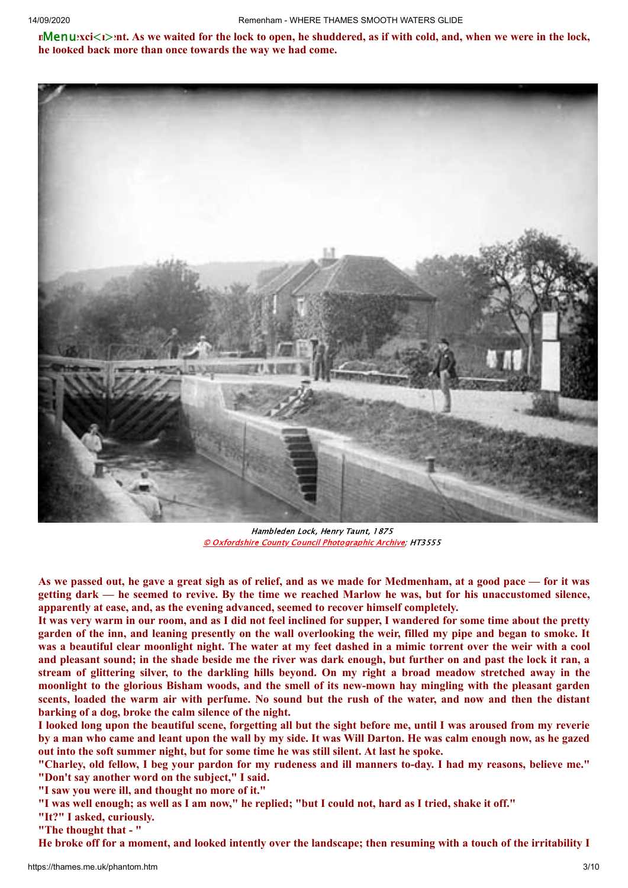excitement. As we waited for the lock to open, he shuddered, as if with cold, and, when we were in the lock, he looked back more than once towards the way we had come.

Hambleden Lock, Henry Taunt, 1875
© Oxfordshire County Council Photographic Archive; HT3555

As we passed out, he gave a great sigh as of relief, and as we made for Medmenham, at a good pace — for it was getting dark — he seemed to revive. By the time we reached Marlow he was, but for his unaccustomed silence, apparently at ease, and, as the evening advanced, seemed to recover himself completely.

It was very warm in our room, and as I did not feel inclined for supper, I wandered for some time about the pretty garden of the inn, and leaning presently on the wall overlooking the weir, filled my pipe and began to smoke. It was a beautiful clear moonlight night. The water at my feet dashed in a mimic torrent over the weir with a cool and pleasant sound; in the shade beside me the river was dark enough, but further on and past the lock it ran, a stream of glittering silver, to the darkling hills beyond. On my right a broad meadow stretched away in the moonlight to the glorious Bisham woods, and the smell of its new-mown hay mingling with the pleasant garden scents, loaded the warm air with perfume. No sound but the rush of the water, and now and then the distant barking of a dog, broke the calm silence of the night.

I looked long upon the beautiful scene, forgetting all but the sight before me, until I was aroused from my reverie by a man who came and leant upon the wall by my side. It was Will Darton. He was calm enough now, as he gazed out into the soft summer night, but for some time he was still silent. At last he spoke.

"Charley, old fellow, I beg your pardon for my rudeness and ill manners to-day. I had my reasons, believe me."

"Don't say another word on the subject," I said.

"I saw you were ill, and thought no more of it."

"I was well enough; as well as I am now," he replied; "but I could not, hard as I tried, shake it off."

"It?" I asked, curiously.

"The thought that - "

He broke off for a moment, and looked intently over the landscape; then resuming with a touch of the irritability I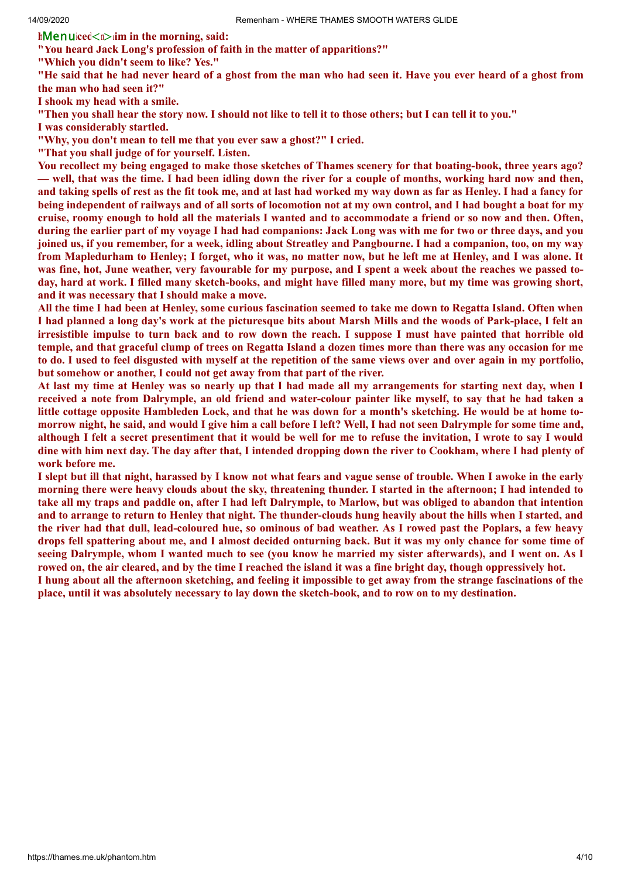**h[Menu]iced< >im in the morning, said:**

**"You heard Jack Long's profession of faith in the matter of apparitions?"**

**"Which you didn't seem to like? Yes."**

**"He said that he had never heard of a ghost from the man who had seen it. Have you ever heard of a ghost from the man who had seen it?"**

**I shook my head with a smile.**

**"Then you shall hear the story now. I should not like to tell it to those others; but I can tell it to you."**

**I was considerably startled.**

**"Why, you don't mean to tell me that you ever saw a ghost?" I cried.**

**"That you shall judge of for yourself. Listen.**

**You recollect my being engaged to make those sketches of Thames scenery for that boating-book, three years ago? — well, that was the time. I had been idling down the river for a couple of months, working hard now and then, and taking spells of rest as the fit took me, and at last had worked my way down as far as Henley. I had a fancy for being independent of railways and of all sorts of locomotion not at my own control, and I had bought a boat for my cruise, roomy enough to hold all the materials I wanted and to accommodate a friend or so now and then. Often, during the earlier part of my voyage I had had companions: Jack Long was with me for two or three days, and you joined us, if you remember, for a week, idling about Streatley and Pangbourne. I had a companion, too, on my way from Mapledurham to Henley; I forget, who it was, no matter now, but he left me at Henley, and I was alone. It was fine, hot, June weather, very favourable for my purpose, and I spent a week about the reaches we passed to-day, hard at work. I filled many sketch-books, and might have filled many more, but my time was growing short, and it was necessary that I should make a move.**

**All the time I had been at Henley, some curious fascination seemed to take me down to Regatta Island. Often when I had planned a long day's work at the picturesque bits about Marsh Mills and the woods of Park-place, I felt an irresistible impulse to turn back and to row down the reach. I suppose I must have painted that horrible old temple, and that graceful clump of trees on Regatta Island a dozen times more than there was any occasion for me to do. I used to feel disgusted with myself at the repetition of the same views over and over again in my portfolio, but somehow or another, I could not get away from that part of the river.**

**At last my time at Henley was so nearly up that I had made all my arrangements for starting next day, when I received a note from Dalrymple, an old friend and water-colour painter like myself, to say that he had taken a little cottage opposite Hambleden Lock, and that he was down for a month's sketching. He would be at home to-morrow night, he said, and would I give him a call before I left? Well, I had not seen Dalrymple for some time and, although I felt a secret presentiment that it would be well for me to refuse the invitation, I wrote to say I would dine with him next day. The day after that, I intended dropping down the river to Cookham, where I had plenty of work before me.**

**I slept but ill that night, harassed by I know not what fears and vague sense of trouble. When I awoke in the early morning there were heavy clouds about the sky, threatening thunder. I started in the afternoon; I had intended to take all my traps and paddle on, after I had left Dalrymple, to Marlow, but was obliged to abandon that intention and to arrange to return to Henley that night. The thunder-clouds hung heavily about the hills when I started, and the river had that dull, lead-coloured hue, so ominous of bad weather. As I rowed past the Poplars, a few heavy drops fell spattering about me, and I almost decided onturning back. But it was my only chance for some time of seeing Dalrymple, whom I wanted much to see (you know he married my sister afterwards), and I went on. As I rowed on, the air cleared, and by the time I reached the island it was a fine bright day, though oppressively hot.**

**I hung about all the afternoon sketching, and feeling it impossible to get away from the strange fascinations of the place, until it was absolutely necessary to lay down the sketch-book, and to row on to my destination.**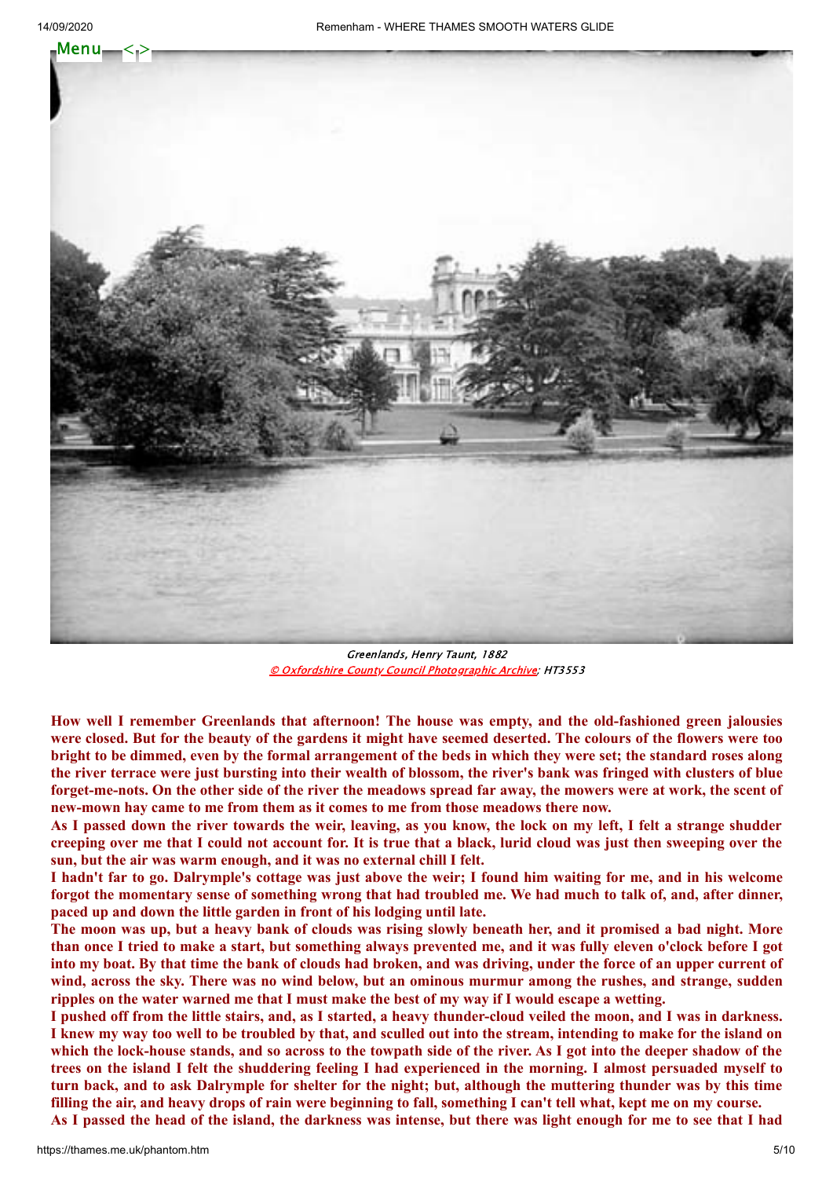Greenlands, Henry Taunt, 1882
© Oxfordshire County Council Photographic Archive; HT3553

**How well I remember Greenlands that afternoon! The house was empty, and the old-fashioned green jalousies were closed. But for the beauty of the gardens it might have seemed deserted. The colours of the flowers were too bright to be dimmed, even by the formal arrangement of the beds in which they were set; the standard roses along the river terrace were just bursting into their wealth of blossom, the river's bank was fringed with clusters of blue forget-me-nots. On the other side of the river the meadows spread far away, the mowers were at work, the scent of new-mown hay came to me from them as it comes to me from those meadows there now.**

**As I passed down the river towards the weir, leaving, as you know, the lock on my left, I felt a strange shudder creeping over me that I could not account for. It is true that a black, lurid cloud was just then sweeping over the sun, but the air was warm enough, and it was no external chill I felt.**

**I hadn't far to go. Dalrymple's cottage was just above the weir; I found him waiting for me, and in his welcome forgot the momentary sense of something wrong that had troubled me. We had much to talk of, and, after dinner, paced up and down the little garden in front of his lodging until late.**

**The moon was up, but a heavy bank of clouds was rising slowly beneath her, and it promised a bad night. More than once I tried to make a start, but something always prevented me, and it was fully eleven o'clock before I got into my boat. By that time the bank of clouds had broken, and was driving, under the force of an upper current of wind, across the sky. There was no wind below, but an ominous murmur among the rushes, and strange, sudden ripples on the water warned me that I must make the best of my way if I would escape a wetting.**

**I pushed off from the little stairs, and, as I started, a heavy thunder-cloud veiled the moon, and I was in darkness. I knew my way too well to be troubled by that, and sculled out into the stream, intending to make for the island on which the lock-house stands, and so across to the towpath side of the river. As I got into the deeper shadow of the trees on the island I felt the shuddering feeling I had experienced in the morning. I almost persuaded myself to turn back, and to ask Dalrymple for shelter for the night; but, although the muttering thunder was by this time filling the air, and heavy drops of rain were beginning to fall, something I can't tell what, kept me on my course.**

**As I passed the head of the island, the darkness was intense, but there was light enough for me to see that I had**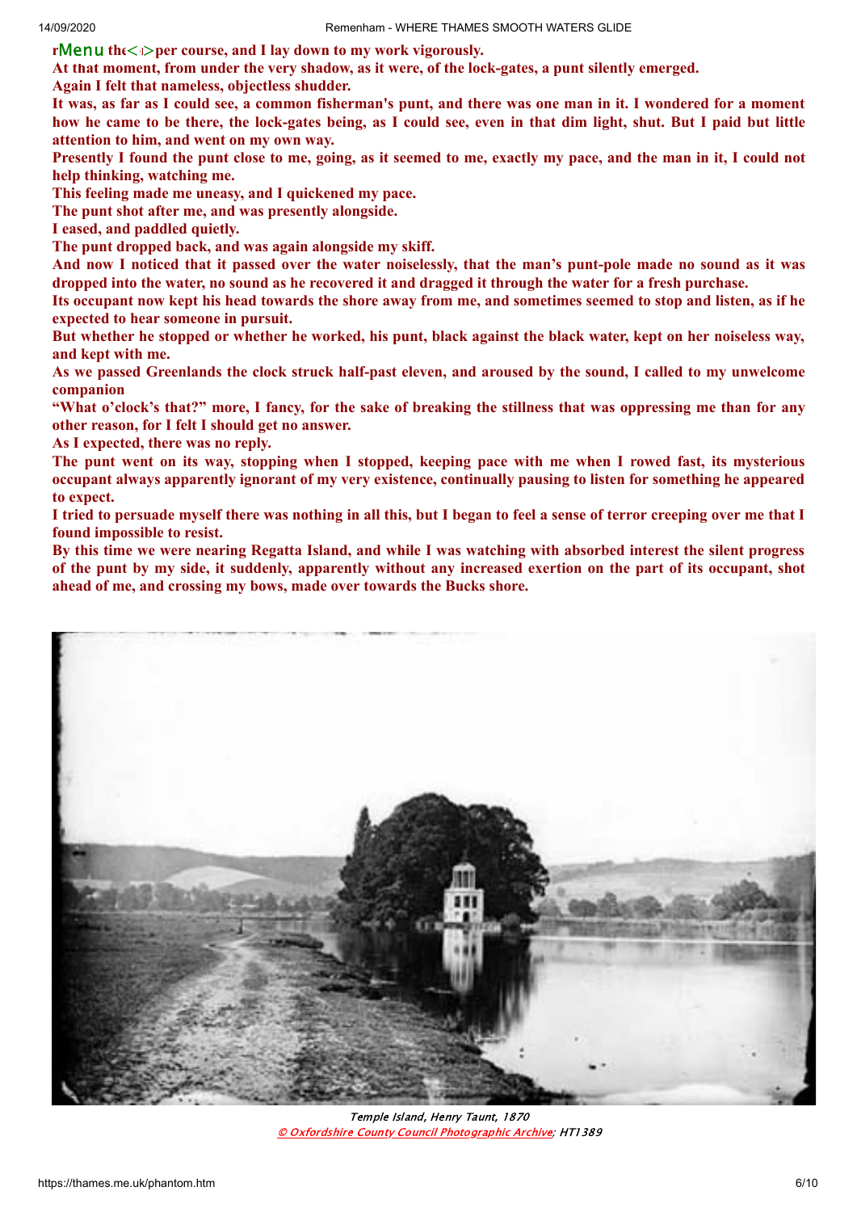the<>per course, and I lay down to my work vigorously.

At that moment, from under the very shadow, as it were, of the lock-gates, a punt silently emerged.

Again I felt that nameless, objectless shudder.

It was, as far as I could see, a common fisherman's punt, and there was one man in it. I wondered for a moment how he came to be there, the lock-gates being, as I could see, even in that dim light, shut. But I paid but little attention to him, and went on my own way.

Presently I found the punt close to me, going, as it seemed to me, exactly my pace, and the man in it, I could not help thinking, watching me.

This feeling made me uneasy, and I quickened my pace.

The punt shot after me, and was presently alongside.

I eased, and paddled quietly.

The punt dropped back, and was again alongside my skiff.

And now I noticed that it passed over the water noiselessly, that the man's punt-pole made no sound as it was dropped into the water, no sound as he recovered it and dragged it through the water for a fresh purchase.

Its occupant now kept his head towards the shore away from me, and sometimes seemed to stop and listen, as if he expected to hear someone in pursuit.

But whether he stopped or whether he worked, his punt, black against the black water, kept on her noiseless way, and kept with me.

As we passed Greenlands the clock struck half-past eleven, and aroused by the sound, I called to my unwelcome companion

“What o'clock's that?” more, I fancy, for the sake of breaking the stillness that was oppressing me than for any other reason, for I felt I should get no answer.

As I expected, there was no reply.

The punt went on its way, stopping when I stopped, keeping pace with me when I rowed fast, its mysterious occupant always apparently ignorant of my very existence, continually pausing to listen for something he appeared to expect.

I tried to persuade myself there was nothing in all this, but I began to feel a sense of terror creeping over me that I found impossible to resist.

By this time we were nearing Regatta Island, and while I was watching with absorbed interest the silent progress of the punt by my side, it suddenly, apparently without any increased exertion on the part of its occupant, shot ahead of me, and crossing my bows, made over towards the Bucks shore.

*Temple Island, Henry Taunt, 1870*
*© Oxfordshire County Council Photographic Archive; HT1389*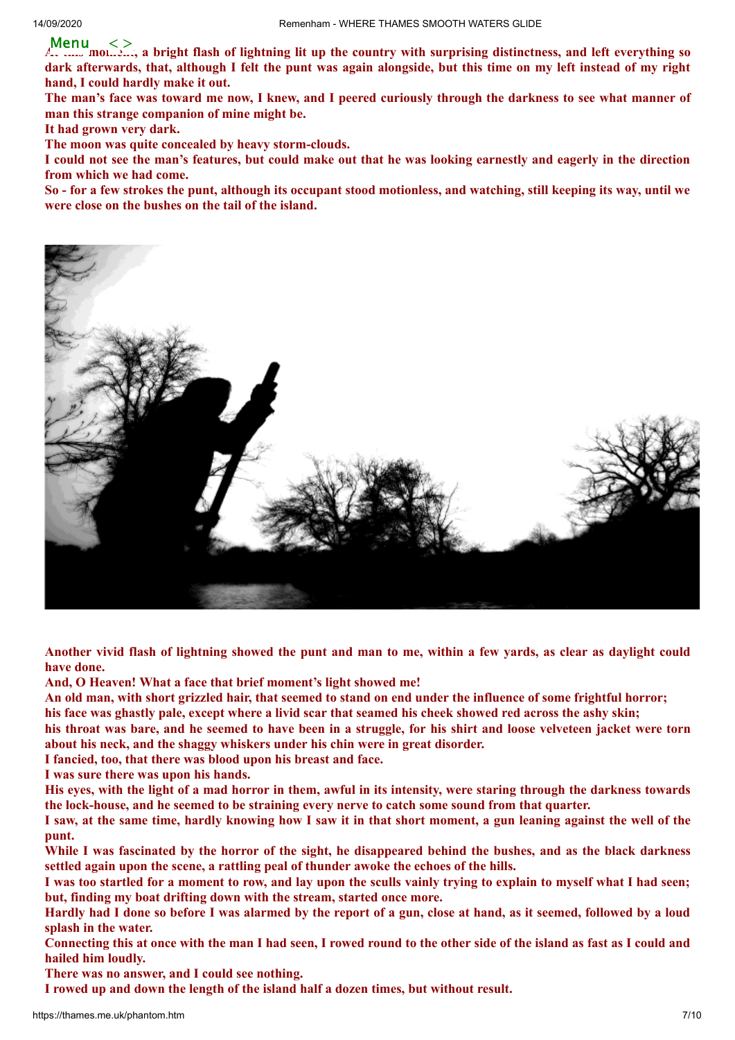At this moment, a bright flash of lightning lit up the country with surprising distinctness, and left everything so dark afterwards, that, although I felt the punt was again alongside, but this time on my left instead of my right hand, I could hardly make it out.

The man's face was toward me now, I knew, and I peered curiously through the darkness to see what manner of man this strange companion of mine might be.

It had grown very dark.

The moon was quite concealed by heavy storm-clouds.

I could not see the man's features, but could make out that he was looking earnestly and eagerly in the direction from which we had come.

So - for a few strokes the punt, although its occupant stood motionless, and watching, still keeping its way, until we were close on the bushes on the tail of the island.

Another vivid flash of lightning showed the punt and man to me, within a few yards, as clear as daylight could have done.

And, O Heaven! What a face that brief moment's light showed me!

An old man, with short grizzled hair, that seemed to stand on end under the influence of some frightful horror; his face was ghastly pale, except where a livid scar that seamed his cheek showed red across the ashy skin; his throat was bare, and he seemed to have been in a struggle, for his shirt and loose velveteen jacket were torn about his neck, and the shaggy whiskers under his chin were in great disorder.

I fancied, too, that there was blood upon his breast and face.

I was sure there was upon his hands.

His eyes, with the light of a mad horror in them, awful in its intensity, were staring through the darkness towards the lock-house, and he seemed to be straining every nerve to catch some sound from that quarter.

I saw, at the same time, hardly knowing how I saw it in that short moment, a gun leaning against the well of the punt.

While I was fascinated by the horror of the sight, he disappeared behind the bushes, and as the black darkness settled again upon the scene, a rattling peal of thunder awoke the echoes of the hills.

I was too startled for a moment to row, and lay upon the sculls vainly trying to explain to myself what I had seen; but, finding my boat drifting down with the stream, started once more.

Hardly had I done so before I was alarmed by the report of a gun, close at hand, as it seemed, followed by a loud splash in the water.

Connecting this at once with the man I had seen, I rowed round to the other side of the island as fast as I could and hailed him loudly.

There was no answer, and I could see nothing.

I rowed up and down the length of the island half a dozen times, but without result.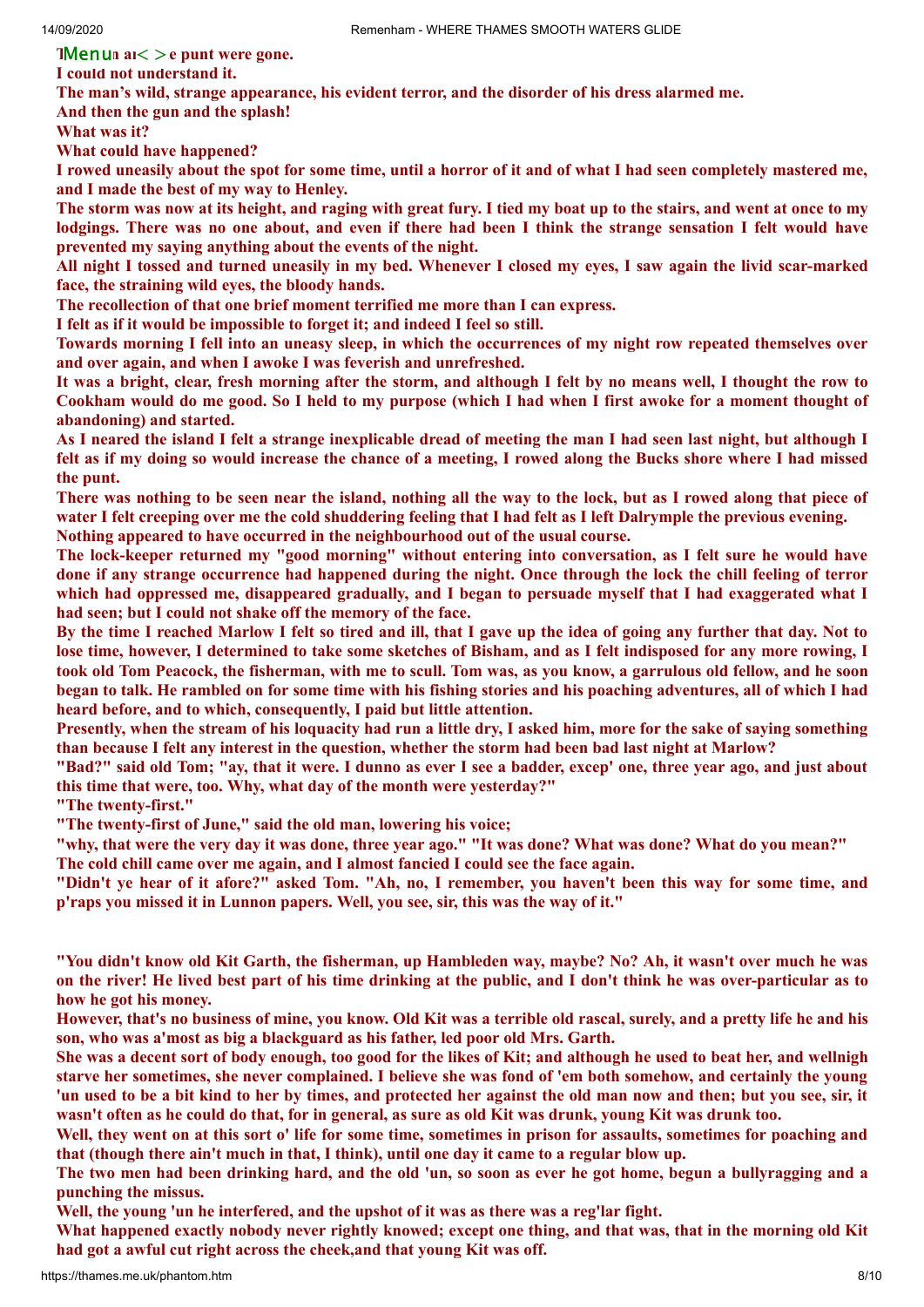The man and the punt were gone.

I could not understand it.

The man's wild, strange appearance, his evident terror, and the disorder of his dress alarmed me.

And then the gun and the splash!

What was it?

What could have happened?

I rowed uneasily about the spot for some time, until a horror of it and of what I had seen completely mastered me, and I made the best of my way to Henley.

The storm was now at its height, and raging with great fury. I tied my boat up to the stairs, and went at once to my lodgings. There was no one about, and even if there had been I think the strange sensation I felt would have prevented my saying anything about the events of the night.

All night I tossed and turned uneasily in my bed. Whenever I closed my eyes, I saw again the livid scar-marked face, the straining wild eyes, the bloody hands.

The recollection of that one brief moment terrified me more than I can express.

I felt as if it would be impossible to forget it; and indeed I feel so still.

Towards morning I fell into an uneasy sleep, in which the occurrences of my night row repeated themselves over and over again, and when I awoke I was feverish and unrefreshed.

It was a bright, clear, fresh morning after the storm, and although I felt by no means well, I thought the row to Cookham would do me good. So I held to my purpose (which I had when I first awoke for a moment thought of abandoning) and started.

As I neared the island I felt a strange inexplicable dread of meeting the man I had seen last night, but although I felt as if my doing so would increase the chance of a meeting, I rowed along the Bucks shore where I had missed the punt.

There was nothing to be seen near the island, nothing all the way to the lock, but as I rowed along that piece of water I felt creeping over me the cold shuddering feeling that I had felt as I left Dalrymple the previous evening.

Nothing appeared to have occurred in the neighbourhood out of the usual course.

The lock-keeper returned my "good morning" without entering into conversation, as I felt sure he would have done if any strange occurrence had happened during the night. Once through the lock the chill feeling of terror which had oppressed me, disappeared gradually, and I began to persuade myself that I had exaggerated what I had seen; but I could not shake off the memory of the face.

By the time I reached Marlow I felt so tired and ill, that I gave up the idea of going any further that day. Not to lose time, however, I determined to take some sketches of Bisham, and as I felt indisposed for any more rowing, I took old Tom Peacock, the fisherman, with me to scull. Tom was, as you know, a garrulous old fellow, and he soon began to talk. He rambled on for some time with his fishing stories and his poaching adventures, all of which I had heard before, and to which, consequently, I paid but little attention.

Presently, when the stream of his loquacity had run a little dry, I asked him, more for the sake of saying something than because I felt any interest in the question, whether the storm had been bad last night at Marlow?

"Bad?" said old Tom; "ay, that it were. I dunno as ever I see a badder, excep' one, three year ago, and just about this time that were, too. Why, what day of the month were yesterday?"

"The twenty-first."

"The twenty-first of June," said the old man, lowering his voice;

"why, that were the very day it was done, three year ago." "It was done? What was done? What do you mean?"

The cold chill came over me again, and I almost fancied I could see the face again.

"Didn't ye hear of it afore?" asked Tom. "Ah, no, I remember, you haven't been this way for some time, and p'raps you missed it in Lunnon papers. Well, you see, sir, this was the way of it."

"You didn't know old Kit Garth, the fisherman, up Hambleden way, maybe? No? Ah, it wasn't over much he was on the river! He lived best part of his time drinking at the public, and I don't think he was over-particular as to how he got his money.

However, that's no business of mine, you know. Old Kit was a terrible old rascal, surely, and a pretty life he and his son, who was a'most as big a blackguard as his father, led poor old Mrs. Garth.

She was a decent sort of body enough, too good for the likes of Kit; and although he used to beat her, and wellnigh starve her sometimes, she never complained. I believe she was fond of 'em both somehow, and certainly the young 'un used to be a bit kind to her by times, and protected her against the old man now and then; but you see, sir, it wasn't often as he could do that, for in general, as sure as old Kit was drunk, young Kit was drunk too.

Well, they went on at this sort o' life for some time, sometimes in prison for assaults, sometimes for poaching and that (though there ain't much in that, I think), until one day it came to a regular blow up.

The two men had been drinking hard, and the old 'un, so soon as ever he got home, begun a bullyragging and a punching the missus.

Well, the young 'un he interfered, and the upshot of it was as there was a reg'lar fight.

What happened exactly nobody never rightly knowed; except one thing, and that was, that in the morning old Kit had got a awful cut right across the cheek,and that young Kit was off.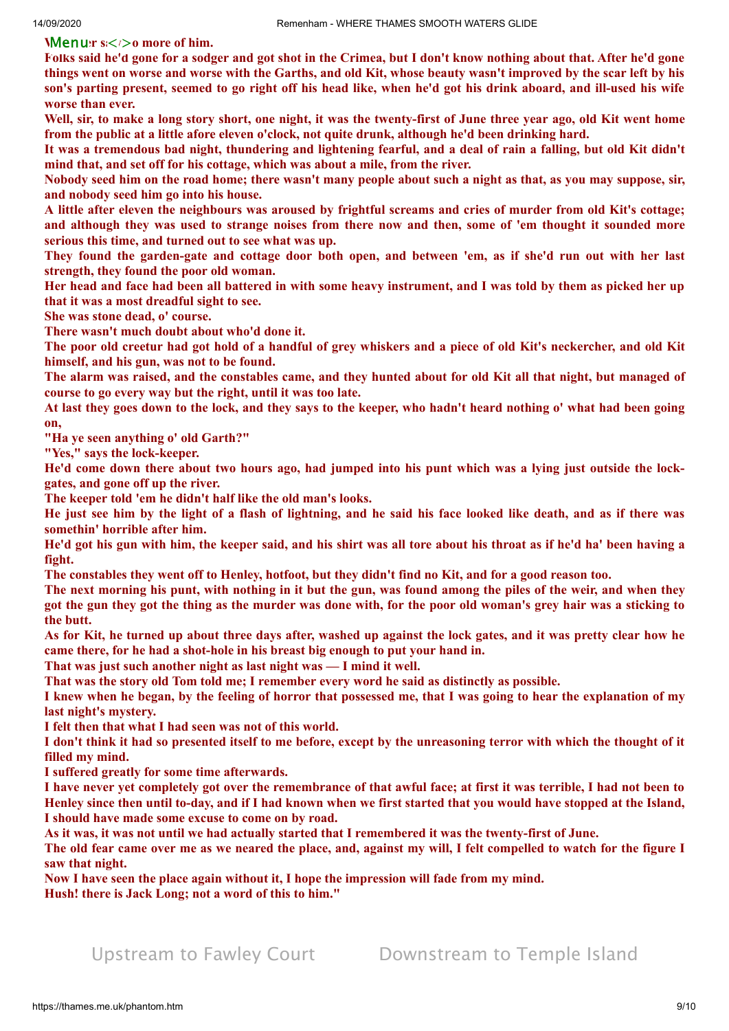**...no more of him.**

**Folks said he'd gone for a sodger and got shot in the Crimea, but I don't know nothing about that. After he'd gone things went on worse and worse with the Garths, and old Kit, whose beauty wasn't improved by the scar left by his son's parting present, seemed to go right off his head like, when he'd got his drink aboard, and ill-used his wife worse than ever.**

**Well, sir, to make a long story short, one night, it was the twenty-first of June three year ago, old Kit went home from the public at a little afore eleven o'clock, not quite drunk, although he'd been drinking hard.**

**It was a tremendous bad night, thundering and lightening fearful, and a deal of rain a falling, but old Kit didn't mind that, and set off for his cottage, which was about a mile, from the river.**

**Nobody seed him on the road home; there wasn't many people about such a night as that, as you may suppose, sir, and nobody seed him go into his house.**

**A little after eleven the neighbours was aroused by frightful screams and cries of murder from old Kit's cottage; and although they was used to strange noises from there now and then, some of 'em thought it sounded more serious this time, and turned out to see what was up.**

**They found the garden-gate and cottage door both open, and between 'em, as if she'd run out with her last strength, they found the poor old woman.**

**Her head and face had been all battered in with some heavy instrument, and I was told by them as picked her up that it was a most dreadful sight to see.**

**She was stone dead, o' course.**

**There wasn't much doubt about who'd done it.**

**The poor old creetur had got hold of a handful of grey whiskers and a piece of old Kit's neckercher, and old Kit himself, and his gun, was not to be found.**

**The alarm was raised, and the constables came, and they hunted about for old Kit all that night, but managed of course to go every way but the right, until it was too late.**

**At last they goes down to the lock, and they says to the keeper, who hadn't heard nothing o' what had been going on,**

**"Ha ye seen anything o' old Garth?"**

**"Yes," says the lock-keeper.**

**He'd come down there about two hours ago, had jumped into his punt which was a lying just outside the lock-gates, and gone off up the river.**

**The keeper told 'em he didn't half like the old man's looks.**

**He just see him by the light of a flash of lightning, and he said his face looked like death, and as if there was somethin' horrible after him.**

**He'd got his gun with him, the keeper said, and his shirt was all tore about his throat as if he'd ha' been having a fight.**

**The constables they went off to Henley, hotfoot, but they didn't find no Kit, and for a good reason too.**

**The next morning his punt, with nothing in it but the gun, was found among the piles of the weir, and when they got the gun they got the thing as the murder was done with, for the poor old woman's grey hair was a sticking to the butt.**

**As for Kit, he turned up about three days after, washed up against the lock gates, and it was pretty clear how he came there, for he had a shot-hole in his breast big enough to put your hand in.**

**That was just such another night as last night was — I mind it well.**

**That was the story old Tom told me; I remember every word he said as distinctly as possible.**

**I knew when he began, by the feeling of horror that possessed me, that I was going to hear the explanation of my last night's mystery.**

**I felt then that what I had seen was not of this world.**

**I don't think it had so presented itself to me before, except by the unreasoning terror with which the thought of it filled my mind.**

**I suffered greatly for some time afterwards.**

**I have never yet completely got over the remembrance of that awful face; at first it was terrible, I had not been to Henley since then until to-day, and if I had known when we first started that you would have stopped at the Island, I should have made some excuse to come on by road.**

**As it was, it was not until we had actually started that I remembered it was the twenty-first of June.**

**The old fear came over me as we neared the place, and, against my will, I felt compelled to watch for the figure I saw that night.**

**Now I have seen the place again without it, I hope the impression will fade from my mind.**

**Hush! there is Jack Long; not a word of this to him."**

Upstream to Fawley Court Downstream to Temple Island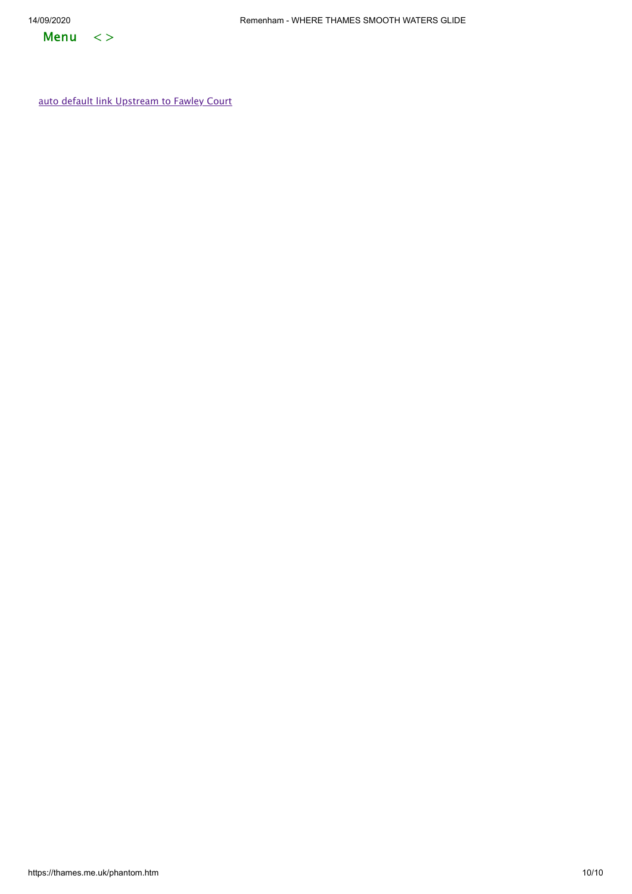Menu < >

auto default link Upstream to Fawley Court